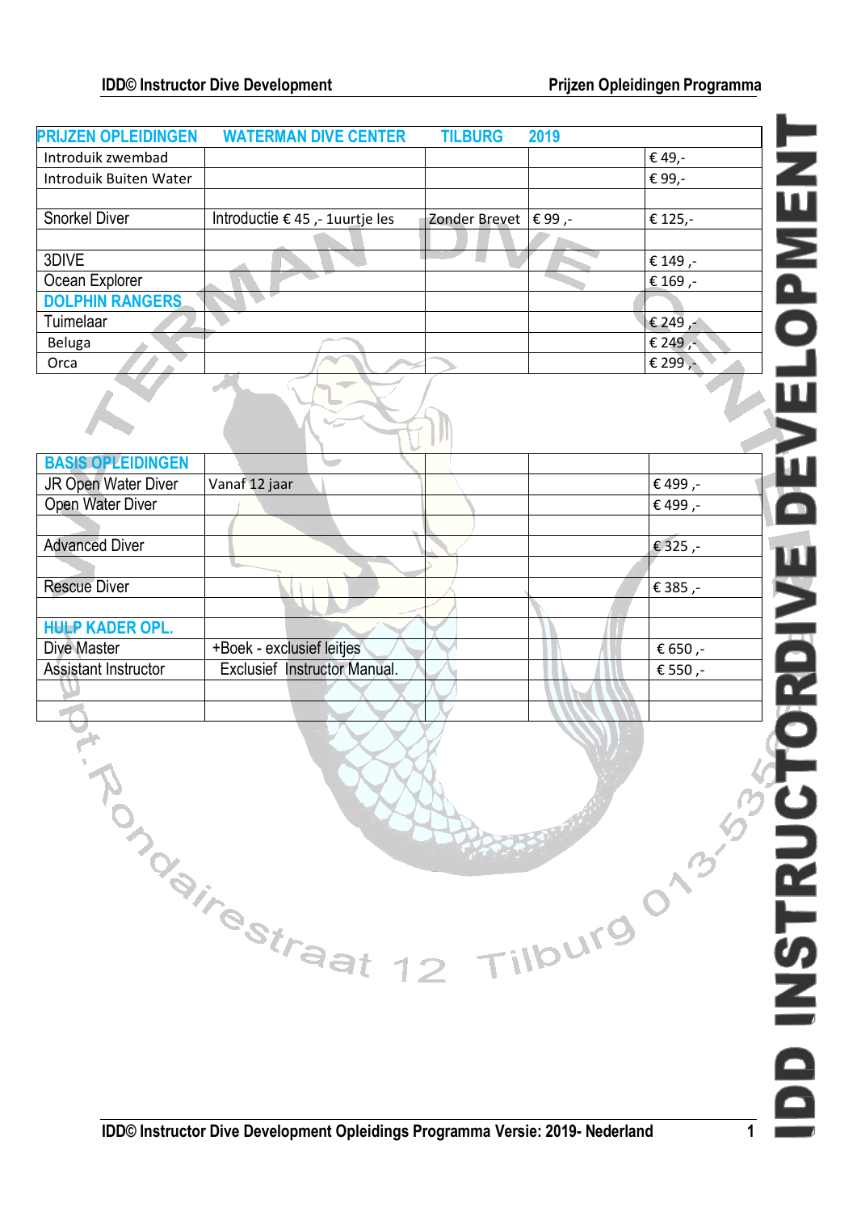| PRIJZEN OPLEIDINGEN | WATERMAN DIVE CENTER | TILBURG | 2019 | |
|---|---|---|---|---|
| Introduik zwembad | | | | € 49,- |
| Introduik Buiten Water | | | | € 99,- |
| | | | | |
| Snorkel Diver | Introductie € 45 ,- 1uurtje les | Zonder Brevet | € 99 ,- | € 125,- |
| | | | | |
| 3DIVE | | | | € 149 ,- |
| Ocean Explorer | | | | € 169 ,- |
| DOLPHIN RANGERS | | | | |
| Tuimelaar | | | | € 249 ,- |
| Beluga | | | | € 249 ,- |
| Orca | | | | € 299 ,- |

| BASIS OPLEIDINGEN | | | | |
|---|---|---|---|---|
| JR Open Water Diver | Vanaf 12 jaar | | | € 499 ,- |
| Open Water Diver | | | | € 499 ,- |
| | | | | |
| Advanced Diver | | | | € 325 ,- |
| | | | | |
| Rescue Diver | | | | € 385 ,- |
| | | | | |
| HULP KADER OPL. | | | | |
| Dive Master | +Boek - exclusief leitjes | | | € 650 ,- |
| Assistant Instructor | Exclusief Instructor Manual. | | | € 550 ,- |
| | | | | |
| | | | | |

Kapt.Rondairestraat 12 Tilburg 013-535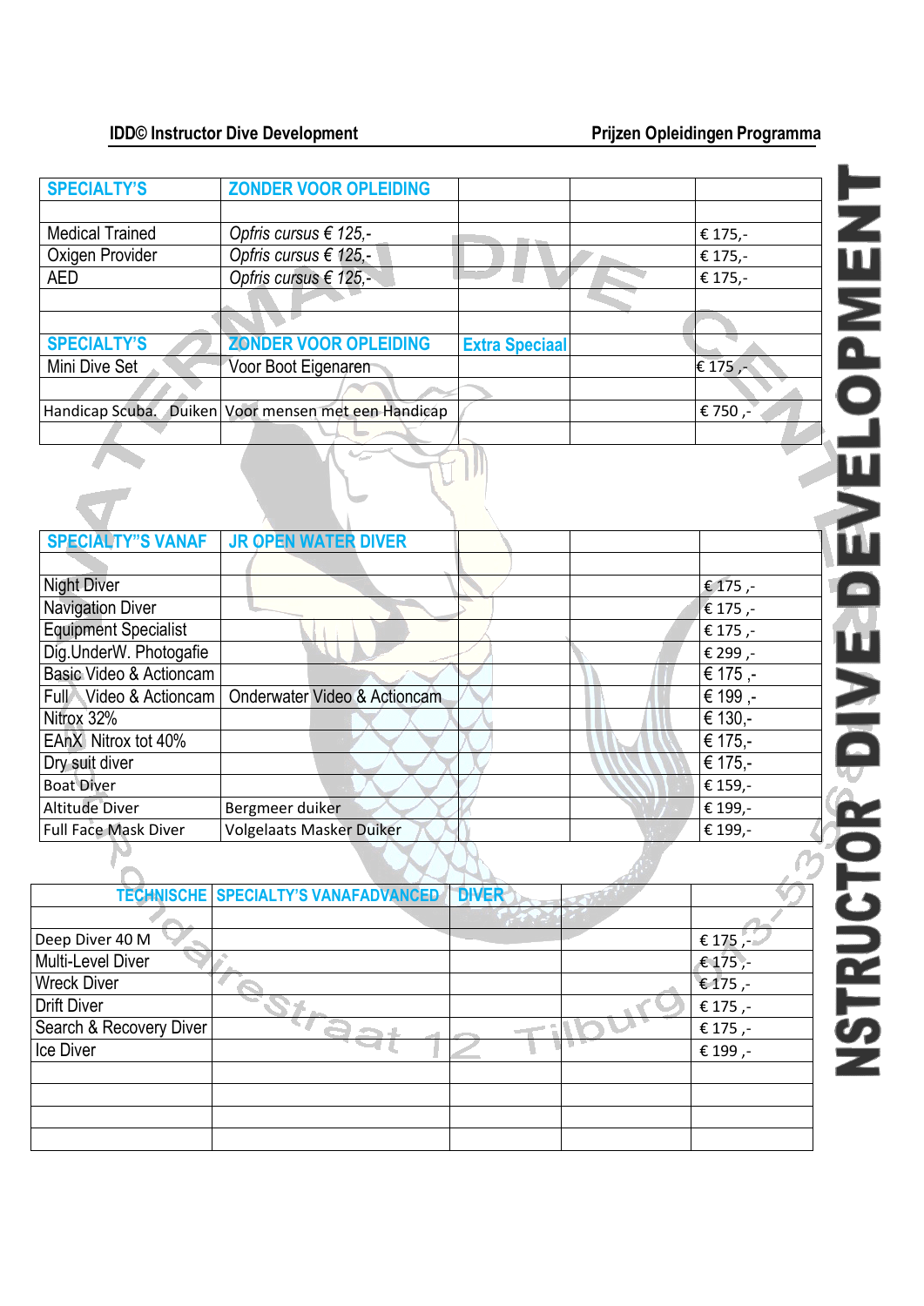**IDD© Instructor Dive Development** | **Prijzen Opleidingen Programma**

| SPECIALTY'S | ZONDER VOOR OPLEIDING | | | |
|---|---|---|---|---|
| | | | | |
| Medical Trained | *Opfris cursus € 125,-* | | | € 175,- |
| Oxigen Provider | *Opfris cursus € 125,-* | | | € 175,- |
| AED | *Opfris cursus € 125,-* | | | € 175,- |
| | | | | |
| | | | | |
| **SPECIALTY'S** | **ZONDER VOOR OPLEIDING** | **Extra Speciaal** | | |
| Mini Dive Set | Voor Boot Eigenaren | | | € 175 ,- |
| | | | | |
| Handicap Scuba. Duiken | Voor mensen met een Handicap | | | € 750 ,- |
| | | | | |

| SPECIALTY"S VANAF | JR OPEN WATER DIVER | | | |
|---|---|---|---|---|
| | | | | |
| Night Diver | | | | € 175 ,- |
| Navigation Diver | | | | € 175 ,- |
| Equipment Specialist | | | | € 175 ,- |
| Dig.UnderW. Photogafie | | | | € 299 ,- |
| Basic Video & Actioncam | | | | € 175 ,- |
| Full Video & Actioncam | Onderwater Video & Actioncam | | | € 199 ,- |
| Nitrox 32% | | | | € 130,- |
| EAnX Nitrox tot 40% | | | | € 175,- |
| Dry suit diver | | | | € 175,- |
| Boat Diver | | | | € 159,- |
| Altitude Diver | Bergmeer duiker | | | € 199,- |
| Full Face Mask Diver | Volgelaats Masker Duiker | | | € 199,- |

| TECHNISCHE | SPECIALTY'S VANAFADVANCED | DIVER | | |
|---|---|---|---|---|
| | | | | |
| Deep Diver 40 M | | | | € 175 ,- |
| Multi-Level Diver | | | | € 175 ,- |
| Wreck Diver | | | | € 175 ,- |
| Drift Diver | | | | € 175 ,- |
| Search & Recovery Diver | | | | € 175 ,- |
| Ice Diver | | | | € 199 ,- |
| | | | | |
| | | | | |
| | | | | |
| | | | | |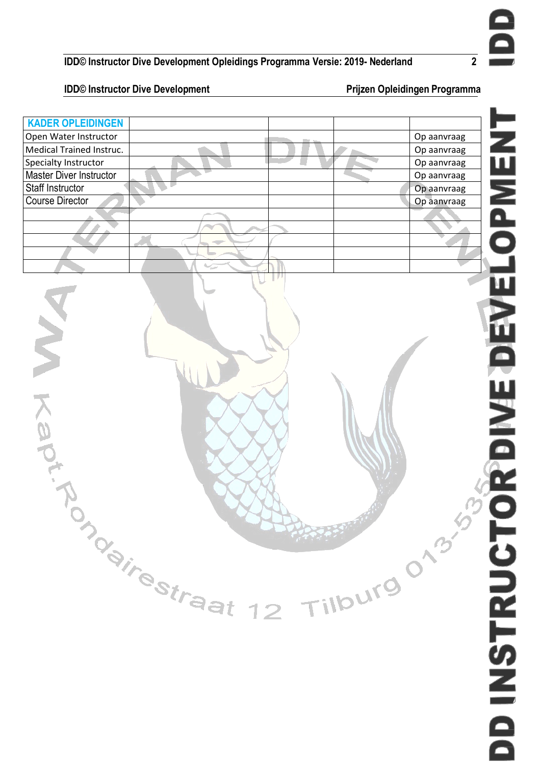**IDD© Instructor Dive Development** **Prijzen Opleidingen Programma**

| KADER OPLEIDINGEN | | | | |
|---|---|---|---|---|
| Open Water Instructor | | | | Op aanvraag |
| Medical Trained Instruc. | | | | Op aanvraag |
| Specialty Instructor | | | | Op aanvraag |
| Master Diver Instructor | | | | Op aanvraag |
| Staff Instructor | | | | Op aanvraag |
| Course Director | | | | Op aanvraag |
| | | | | |
| | | | | |
| | | | | |
| | | | | |
| | | | | |